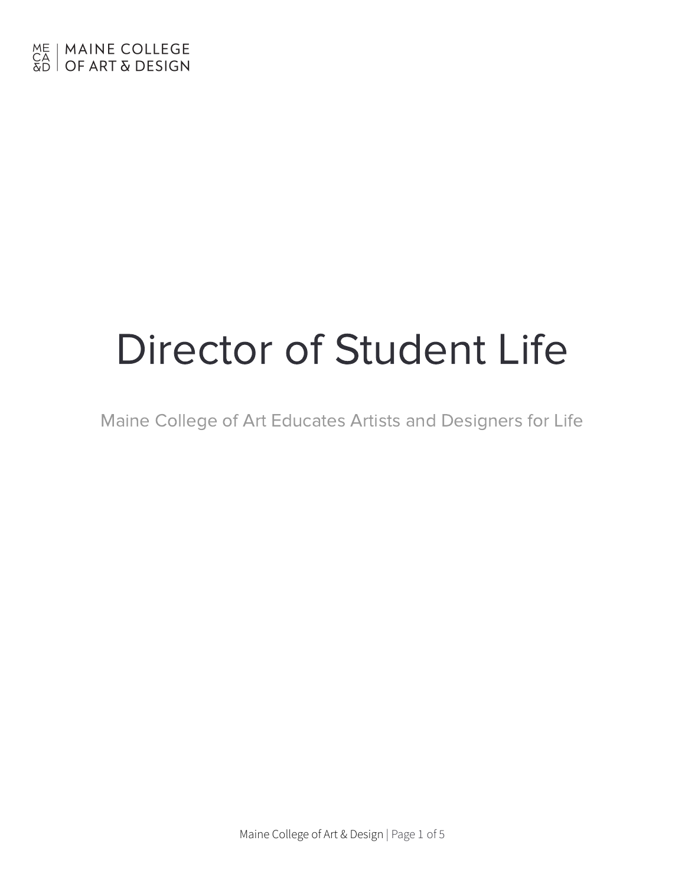MAINE COLLEGE OF ART & DESIGN

# Director of Student Life

Maine College of Art Educates Artists and Designers for Life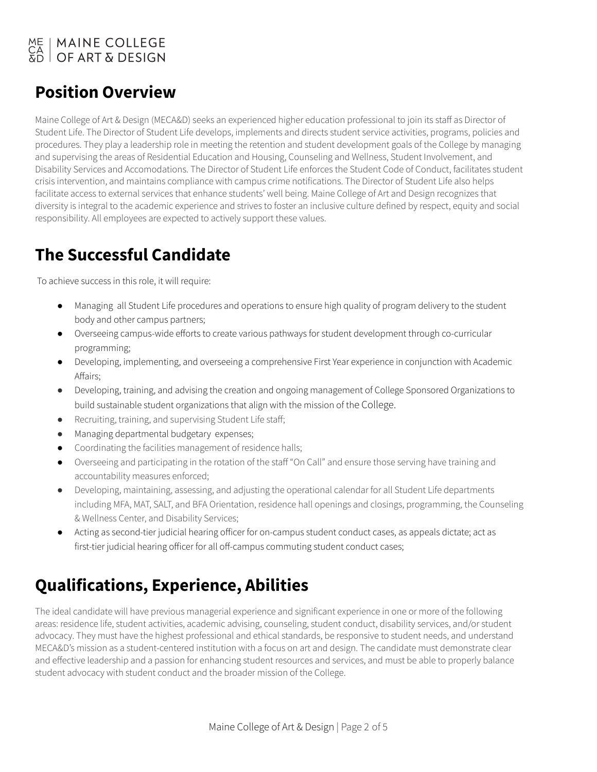## Position Overview

Maine College of Art & Design (MECA&D) seeks an experienced higher education professional to join its staff as Director of Student Life. The Director of Student Life develops, implements and directs student service activities, programs, policies and procedures. They play a leadership role in meeting the retention and student development goals of the College by managing and supervising the areas of Residential Education and Housing, Counseling and Wellness, Student Involvement, and Disability Services and Accomodations. The Director of Student Life enforces the Student Code of Conduct, facilitates student crisis intervention, and maintains compliance with campus crime notifications. The Director of Student Life also helps facilitate access to external services that enhance students' well being. Maine College of Art and Design recognizes that diversity is integral to the academic experience and strives to foster an inclusive culture defined by respect, equity and social responsibility. All employees are expected to actively support these values.

## The Successful Candidate

To achieve success in this role, it will require:

- Managing all Student Life procedures and operations to ensure high quality of program delivery to the student body and other campus partners;
- Overseeing campus-wide efforts to create various pathways for student development through co-curricular programming;
- Developing, implementing, and overseeing a comprehensive First Year experience in conjunction with Academic Affairs;
- Developing, training, and advising the creation and ongoing management of College Sponsored Organizations to build sustainable student organizations that align with the mission of the College.
- Recruiting, training, and supervising Student Life staff;
- Managing departmental budgetary expenses;
- Coordinating the facilities management of residence halls;
- Overseeing and participating in the rotation of the staff "On Call" and ensure those serving have training and accountability measures enforced;
- Developing, maintaining, assessing, and adjusting the operational calendar for all Student Life departments including MFA, MAT, SALT, and BFA Orientation, residence hall openings and closings, programming, the Counseling & Wellness Center, and Disability Services;
- Acting as second-tier judicial hearing officer for on-campus student conduct cases, as appeals dictate; act as first-tier judicial hearing officer for all off-campus commuting student conduct cases;

## Qualifications, Experience, Abilities

The ideal candidate will have previous managerial experience and significant experience in one or more of the following areas: residence life, student activities, academic advising, counseling, student conduct, disability services, and/or student advocacy. They must have the highest professional and ethical standards, be responsive to student needs, and understand MECA&D's mission as a student-centered institution with a focus on art and design. The candidate must demonstrate clear and effective leadership and a passion for enhancing student resources and services, and must be able to properly balance student advocacy with student conduct and the broader mission of the College.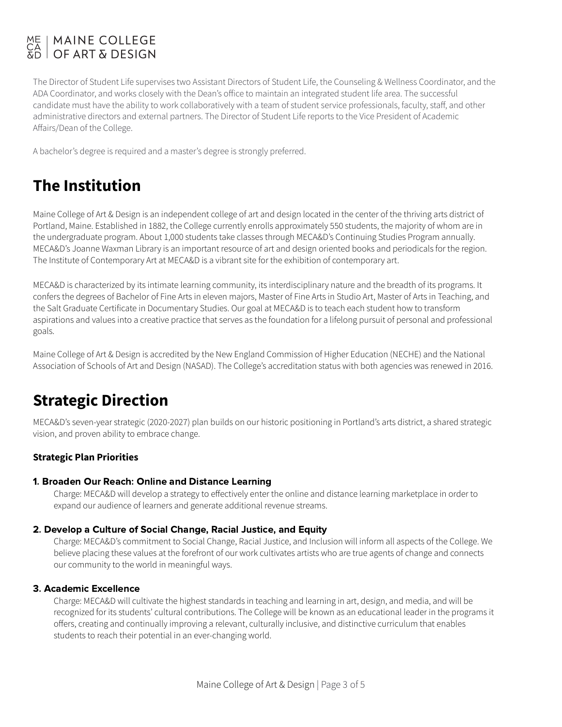The Director of Student Life supervises two Assistant Directors of Student Life, the Counseling & Wellness Coordinator, and the ADA Coordinator, and works closely with the Dean's office to maintain an integrated student life area. The successful candidate must have the ability to work collaboratively with a team of student service professionals, faculty, staff, and other administrative directors and external partners. The Director of Student Life reports to the Vice President of Academic Affairs/Dean of the College.

A bachelor's degree is required and a master's degree is strongly preferred.

# The Institution

Maine College of Art & Design is an independent college of art and design located in the center of the thriving arts district of Portland, Maine. Established in 1882, the College currently enrolls approximately 550 students, the majority of whom are in the undergraduate program. About 1,000 students take classes through MECA&D's Continuing Studies Program annually. MECA&D's Joanne Waxman Library is an important resource of art and design oriented books and periodicals for the region. The Institute of Contemporary Art at MECA&D is a vibrant site for the exhibition of contemporary art.

MECA&D is characterized by its intimate learning community, its interdisciplinary nature and the breadth of its programs. It confers the degrees of Bachelor of Fine Arts in eleven majors, Master of Fine Arts in Studio Art, Master of Arts in Teaching, and the Salt Graduate Certificate in Documentary Studies. Our goal at MECA&D is to teach each student how to transform aspirations and values into a creative practice that serves as the foundation for a lifelong pursuit of personal and professional goals.

Maine College of Art & Design is accredited by the New England Commission of Higher Education (NECHE) and the National Association of Schools of Art and Design (NASAD). The College's accreditation status with both agencies was renewed in 2016.

# Strategic Direction

MECA&D's seven-year strategic (2020-2027) plan builds on our historic positioning in Portland's arts district, a shared strategic vision, and proven ability to embrace change.

### Strategic Plan Priorities

#### 1. Broaden Our Reach: Online and Distance Learning

Charge: MECA&D will develop a strategy to effectively enter the online and distance learning marketplace in order to expand our audience of learners and generate additional revenue streams.

#### 2. Develop a Culture of Social Change, Racial Justice, and Equity

Charge: MECA&D's commitment to Social Change, Racial Justice, and Inclusion will inform all aspects of the College. We believe placing these values at the forefront of our work cultivates artists who are true agents of change and connects our community to the world in meaningful ways.

#### 3. Academic Excellence

Charge: MECA&D will cultivate the highest standards in teaching and learning in art, design, and media, and will be recognized for its students' cultural contributions. The College will be known as an educational leader in the programs it offers, creating and continually improving a relevant, culturally inclusive, and distinctive curriculum that enables students to reach their potential in an ever-changing world.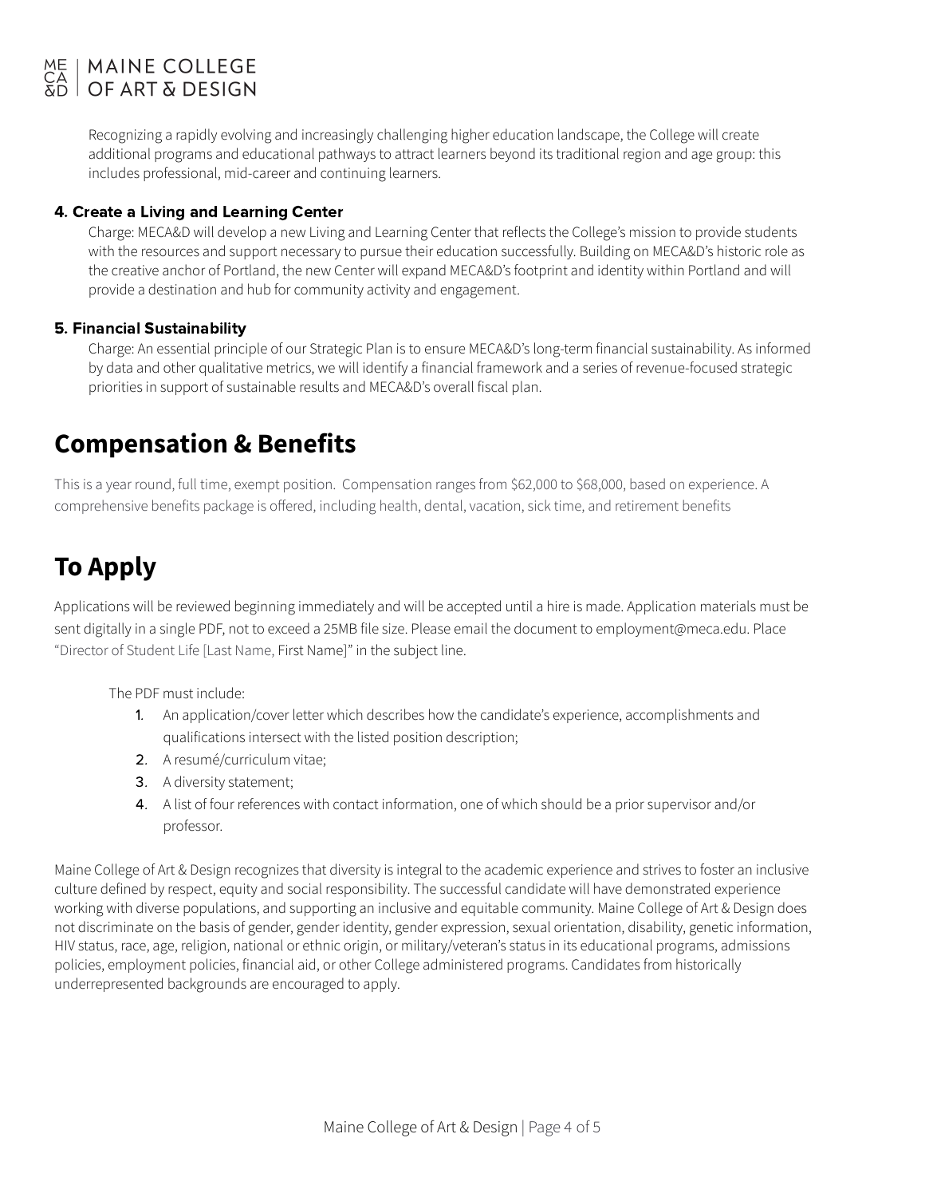Recognizing a rapidly evolving and increasingly challenging higher education landscape, the College will create additional programs and educational pathways to attract learners beyond its traditional region and age group: this includes professional, mid-career and continuing learners.

### 4. Create a Living and Learning Center

Charge: MECA&D will develop a new Living and Learning Center that reflects the College's mission to provide students with the resources and support necessary to pursue their education successfully. Building on MECA&D's historic role as the creative anchor of Portland, the new Center will expand MECA&D's footprint and identity within Portland and will provide a destination and hub for community activity and engagement.

### 5. Financial Sustainability

Charge: An essential principle of our Strategic Plan is to ensure MECA&D's long-term financial sustainability. As informed by data and other qualitative metrics, we will identify a financial framework and a series of revenue-focused strategic priorities in support of sustainable results and MECA&D's overall fiscal plan.

## Compensation & Benefits

This is a year round, full time, exempt position. Compensation ranges from $62,000 to $68,000, based on experience. A comprehensive benefits package is offered, including health, dental, vacation, sick time, and retirement benefits

## To Apply

Applications will be reviewed beginning immediately and will be accepted until a hire is made. Application materials must be sent digitally in a single PDF, not to exceed a 25MB file size. Please email the document to employment@meca.edu. Place "Director of Student Life [Last Name, First Name]" in the subject line.

The PDF must include:

1. An application/cover letter which describes how the candidate's experience, accomplishments and qualifications intersect with the listed position description;
2. A resumé/curriculum vitae;
3. A diversity statement;
4. A list of four references with contact information, one of which should be a prior supervisor and/or professor.

Maine College of Art & Design recognizes that diversity is integral to the academic experience and strives to foster an inclusive culture defined by respect, equity and social responsibility. The successful candidate will have demonstrated experience working with diverse populations, and supporting an inclusive and equitable community. Maine College of Art & Design does not discriminate on the basis of gender, gender identity, gender expression, sexual orientation, disability, genetic information, HIV status, race, age, religion, national or ethnic origin, or military/veteran's status in its educational programs, admissions policies, employment policies, financial aid, or other College administered programs. Candidates from historically underrepresented backgrounds are encouraged to apply.